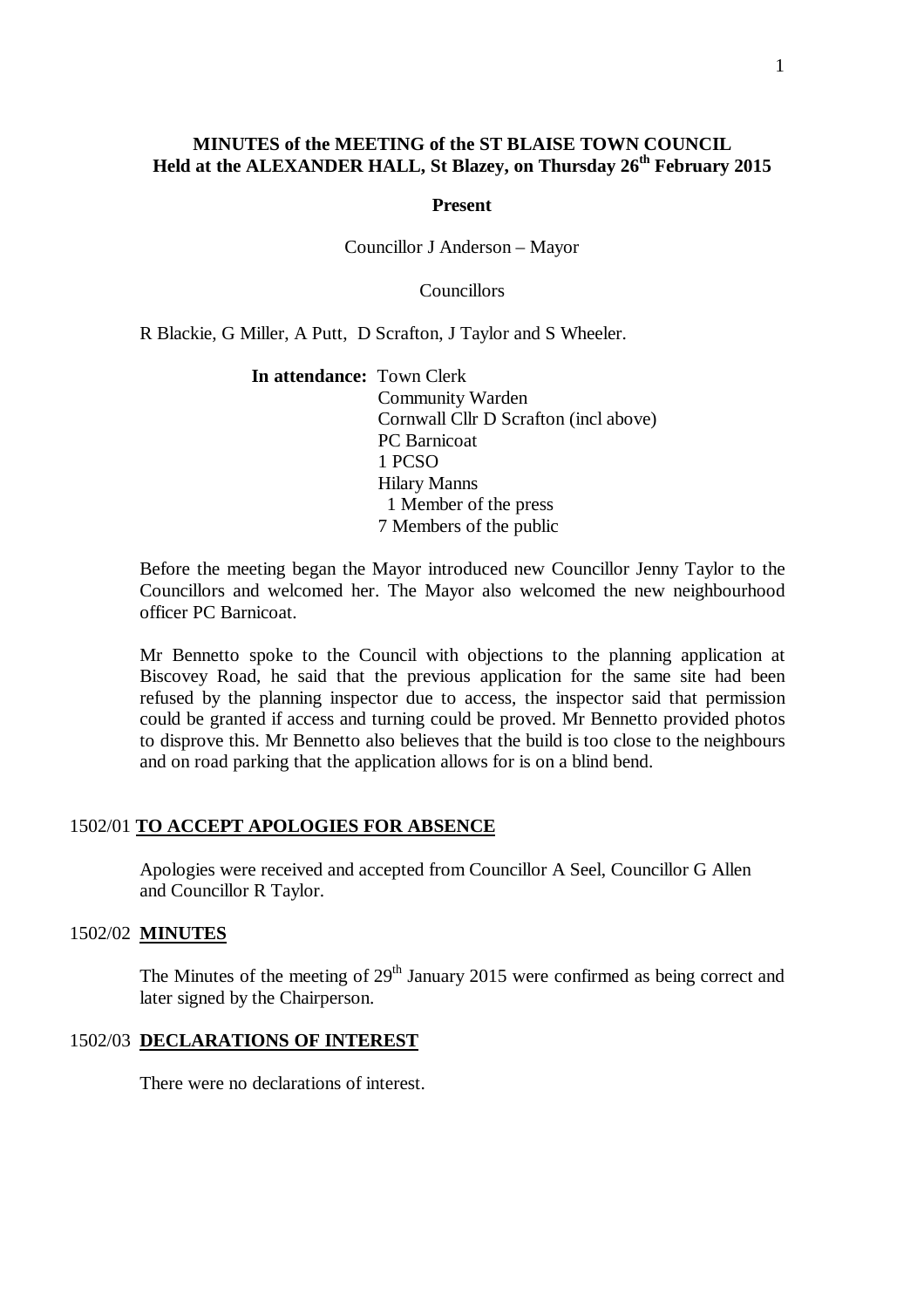# MINUTES of the MEETING of the ST BLAISE TOWN COUNCIL
## Held at the ALEXANDER HALL, St Blazey, on Thursday 26th February 2015

**Present**

Councillor J Anderson – Mayor

Councillors

R Blackie, G Miller, A Putt, D Scrafton, J Taylor and S Wheeler.

**In attendance:** Town Clerk
Community Warden
Cornwall Cllr D Scrafton (incl above)
PC Barnicoat
1 PCSO
Hilary Manns
1 Member of the press
7 Members of the public

Before the meeting began the Mayor introduced new Councillor Jenny Taylor to the Councillors and welcomed her. The Mayor also welcomed the new neighbourhood officer PC Barnicoat.

Mr Bennetto spoke to the Council with objections to the planning application at Biscovey Road, he said that the previous application for the same site had been refused by the planning inspector due to access, the inspector said that permission could be granted if access and turning could be proved. Mr Bennetto provided photos to disprove this. Mr Bennetto also believes that the build is too close to the neighbours and on road parking that the application allows for is on a blind bend.

### 1502/01 TO ACCEPT APOLOGIES FOR ABSENCE

Apologies were received and accepted from Councillor A Seel, Councillor G Allen and Councillor R Taylor.

### 1502/02 MINUTES

The Minutes of the meeting of 29th January 2015 were confirmed as being correct and later signed by the Chairperson.

### 1502/03 DECLARATIONS OF INTEREST

There were no declarations of interest.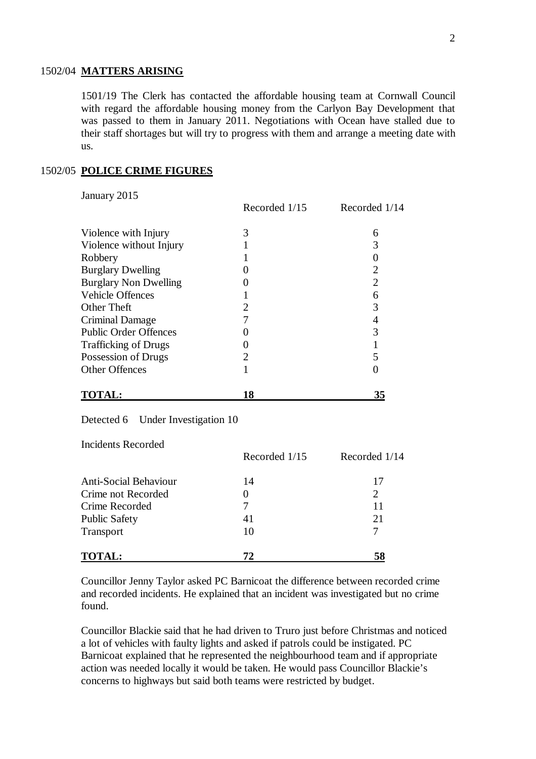1502/04 **MATTERS ARISING**

1501/19 The Clerk has contacted the affordable housing team at Cornwall Council with regard the affordable housing money from the Carlyon Bay Development that was passed to them in January 2011. Negotiations with Ocean have stalled due to their staff shortages but will try to progress with them and arrange a meeting date with us.

1502/05 **POLICE CRIME FIGURES**

January 2015

| | Recorded 1/15 | Recorded 1/14 |
|---|---|---|
| Violence with Injury | 3 | 6 |
| Violence without Injury | 1 | 3 |
| Robbery | 1 | 0 |
| Burglary Dwelling | 0 | 2 |
| Burglary Non Dwelling | 0 | 2 |
| Vehicle Offences | 1 | 6 |
| Other Theft | 2 | 3 |
| Criminal Damage | 7 | 4 |
| Public Order Offences | 0 | 3 |
| Trafficking of Drugs | 0 | 1 |
| Possession of Drugs | 2 | 5 |
| Other Offences | 1 | 0 |
| **TOTAL:** | **18** | **35** |

Detected 6 Under Investigation 10

Incidents Recorded

| | Recorded 1/15 | Recorded 1/14 |
|---|---|---|
| Anti-Social Behaviour | 14 | 17 |
| Crime not Recorded | 0 | 2 |
| Crime Recorded | 7 | 11 |
| Public Safety | 41 | 21 |
| Transport | 10 | 7 |
| **TOTAL:** | **72** | **58** |

Councillor Jenny Taylor asked PC Barnicoat the difference between recorded crime and recorded incidents. He explained that an incident was investigated but no crime found.

Councillor Blackie said that he had driven to Truro just before Christmas and noticed a lot of vehicles with faulty lights and asked if patrols could be instigated. PC Barnicoat explained that he represented the neighbourhood team and if appropriate action was needed locally it would be taken. He would pass Councillor Blackie's concerns to highways but said both teams were restricted by budget.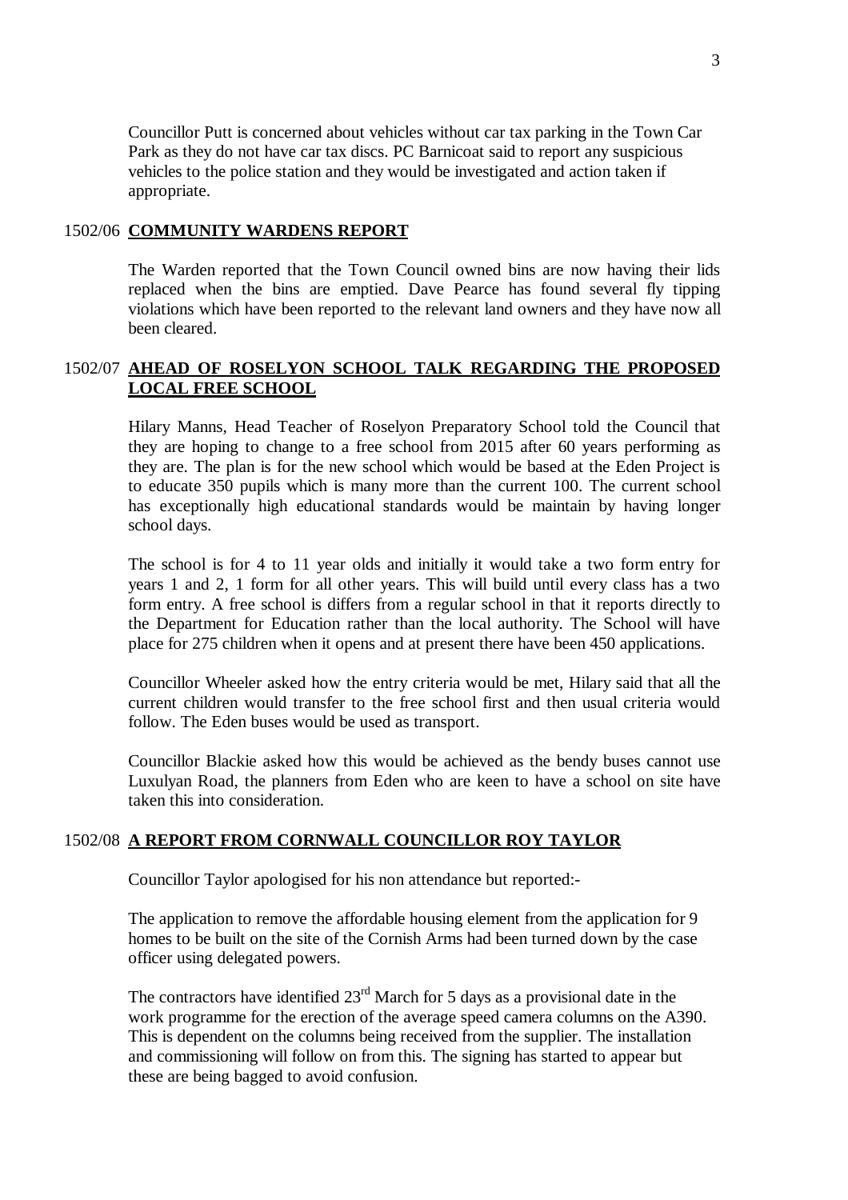Councillor Putt is concerned about vehicles without car tax parking in the Town Car Park as they do not have car tax discs. PC Barnicoat said to report any suspicious vehicles to the police station and they would be investigated and action taken if appropriate.

## 1502/06 **COMMUNITY WARDENS REPORT**

The Warden reported that the Town Council owned bins are now having their lids replaced when the bins are emptied. Dave Pearce has found several fly tipping violations which have been reported to the relevant land owners and they have now all been cleared.

## 1502/07 **AHEAD OF ROSELYON SCHOOL TALK REGARDING THE PROPOSED LOCAL FREE SCHOOL**

Hilary Manns, Head Teacher of Roselyon Preparatory School told the Council that they are hoping to change to a free school from 2015 after 60 years performing as they are. The plan is for the new school which would be based at the Eden Project is to educate 350 pupils which is many more than the current 100. The current school has exceptionally high educational standards would be maintain by having longer school days.

The school is for 4 to 11 year olds and initially it would take a two form entry for years 1 and 2, 1 form for all other years. This will build until every class has a two form entry. A free school is differs from a regular school in that it reports directly to the Department for Education rather than the local authority. The School will have place for 275 children when it opens and at present there have been 450 applications.

Councillor Wheeler asked how the entry criteria would be met, Hilary said that all the current children would transfer to the free school first and then usual criteria would follow. The Eden buses would be used as transport.

Councillor Blackie asked how this would be achieved as the bendy buses cannot use Luxulyan Road, the planners from Eden who are keen to have a school on site have taken this into consideration.

## 1502/08 **A REPORT FROM CORNWALL COUNCILLOR ROY TAYLOR**

Councillor Taylor apologised for his non attendance but reported:-

The application to remove the affordable housing element from the application for 9 homes to be built on the site of the Cornish Arms had been turned down by the case officer using delegated powers.

The contractors have identified 23rd March for 5 days as a provisional date in the work programme for the erection of the average speed camera columns on the A390. This is dependent on the columns being received from the supplier. The installation and commissioning will follow on from this. The signing has started to appear but these are being bagged to avoid confusion.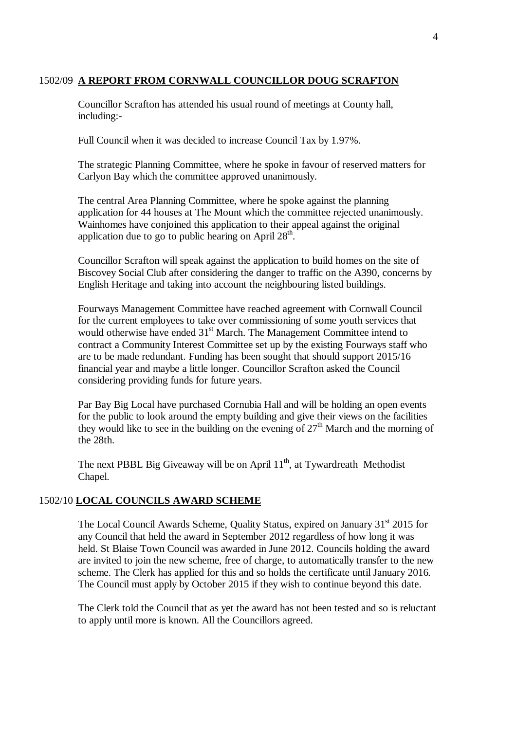## 1502/09 **A REPORT FROM CORNWALL COUNCILLOR DOUG SCRAFTON**

Councillor Scrafton has attended his usual round of meetings at County hall, including:-

Full Council when it was decided to increase Council Tax by 1.97%.

The strategic Planning Committee, where he spoke in favour of reserved matters for Carlyon Bay which the committee approved unanimously.

The central Area Planning Committee, where he spoke against the planning application for 44 houses at The Mount which the committee rejected unanimously. Wainhomes have conjoined this application to their appeal against the original application due to go to public hearing on April 28th.

Councillor Scrafton will speak against the application to build homes on the site of Biscovey Social Club after considering the danger to traffic on the A390, concerns by English Heritage and taking into account the neighbouring listed buildings.

Fourways Management Committee have reached agreement with Cornwall Council for the current employees to take over commissioning of some youth services that would otherwise have ended 31st March. The Management Committee intend to contract a Community Interest Committee set up by the existing Fourways staff who are to be made redundant. Funding has been sought that should support 2015/16 financial year and maybe a little longer. Councillor Scrafton asked the Council considering providing funds for future years.

Par Bay Big Local have purchased Cornubia Hall and will be holding an open events for the public to look around the empty building and give their views on the facilities they would like to see in the building on the evening of 27th March and the morning of the 28th.

The next PBBL Big Giveaway will be on April 11th, at Tywardreath Methodist Chapel.

## 1502/10 **LOCAL COUNCILS AWARD SCHEME**

The Local Council Awards Scheme, Quality Status, expired on January 31st 2015 for any Council that held the award in September 2012 regardless of how long it was held. St Blaise Town Council was awarded in June 2012. Councils holding the award are invited to join the new scheme, free of charge, to automatically transfer to the new scheme. The Clerk has applied for this and so holds the certificate until January 2016. The Council must apply by October 2015 if they wish to continue beyond this date.

The Clerk told the Council that as yet the award has not been tested and so is reluctant to apply until more is known. All the Councillors agreed.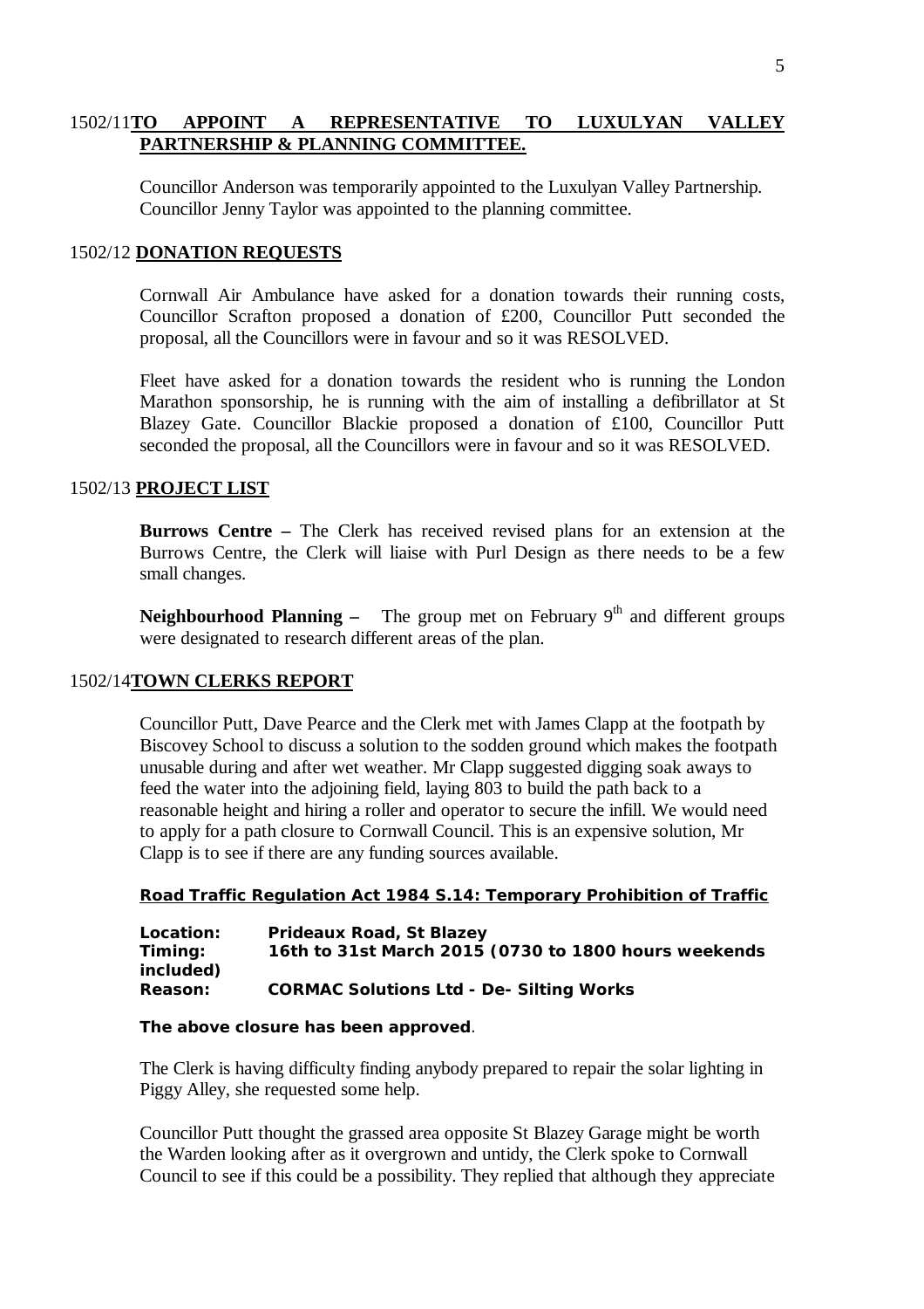## 1502/11 TO APPOINT A REPRESENTATIVE TO LUXULYAN VALLEY PARTNERSHIP & PLANNING COMMITTEE.

Councillor Anderson was temporarily appointed to the Luxulyan Valley Partnership. Councillor Jenny Taylor was appointed to the planning committee.

## 1502/12 DONATION REQUESTS

Cornwall Air Ambulance have asked for a donation towards their running costs, Councillor Scrafton proposed a donation of £200, Councillor Putt seconded the proposal, all the Councillors were in favour and so it was RESOLVED.

Fleet have asked for a donation towards the resident who is running the London Marathon sponsorship, he is running with the aim of installing a defibrillator at St Blazey Gate. Councillor Blackie proposed a donation of £100, Councillor Putt seconded the proposal, all the Councillors were in favour and so it was RESOLVED.

## 1502/13 PROJECT LIST

**Burrows Centre –** The Clerk has received revised plans for an extension at the Burrows Centre, the Clerk will liaise with Purl Design as there needs to be a few small changes.

**Neighbourhood Planning –** The group met on February 9th and different groups were designated to research different areas of the plan.

## 1502/14 TOWN CLERKS REPORT

Councillor Putt, Dave Pearce and the Clerk met with James Clapp at the footpath by Biscovey School to discuss a solution to the sodden ground which makes the footpath unusable during and after wet weather. Mr Clapp suggested digging soak aways to feed the water into the adjoining field, laying 803 to build the path back to a reasonable height and hiring a roller and operator to secure the infill. We would need to apply for a path closure to Cornwall Council. This is an expensive solution, Mr Clapp is to see if there are any funding sources available.

**Road Traffic Regulation Act 1984 S.14: Temporary Prohibition of Traffic**

**Location:** Prideaux Road, St Blazey
**Timing:** 16th to 31st March 2015 (0730 to 1800 hours weekends included)
**Reason:** CORMAC Solutions Ltd - De- Silting Works

**The above closure has been approved**.

The Clerk is having difficulty finding anybody prepared to repair the solar lighting in Piggy Alley, she requested some help.

Councillor Putt thought the grassed area opposite St Blazey Garage might be worth the Warden looking after as it overgrown and untidy, the Clerk spoke to Cornwall Council to see if this could be a possibility. They replied that although they appreciate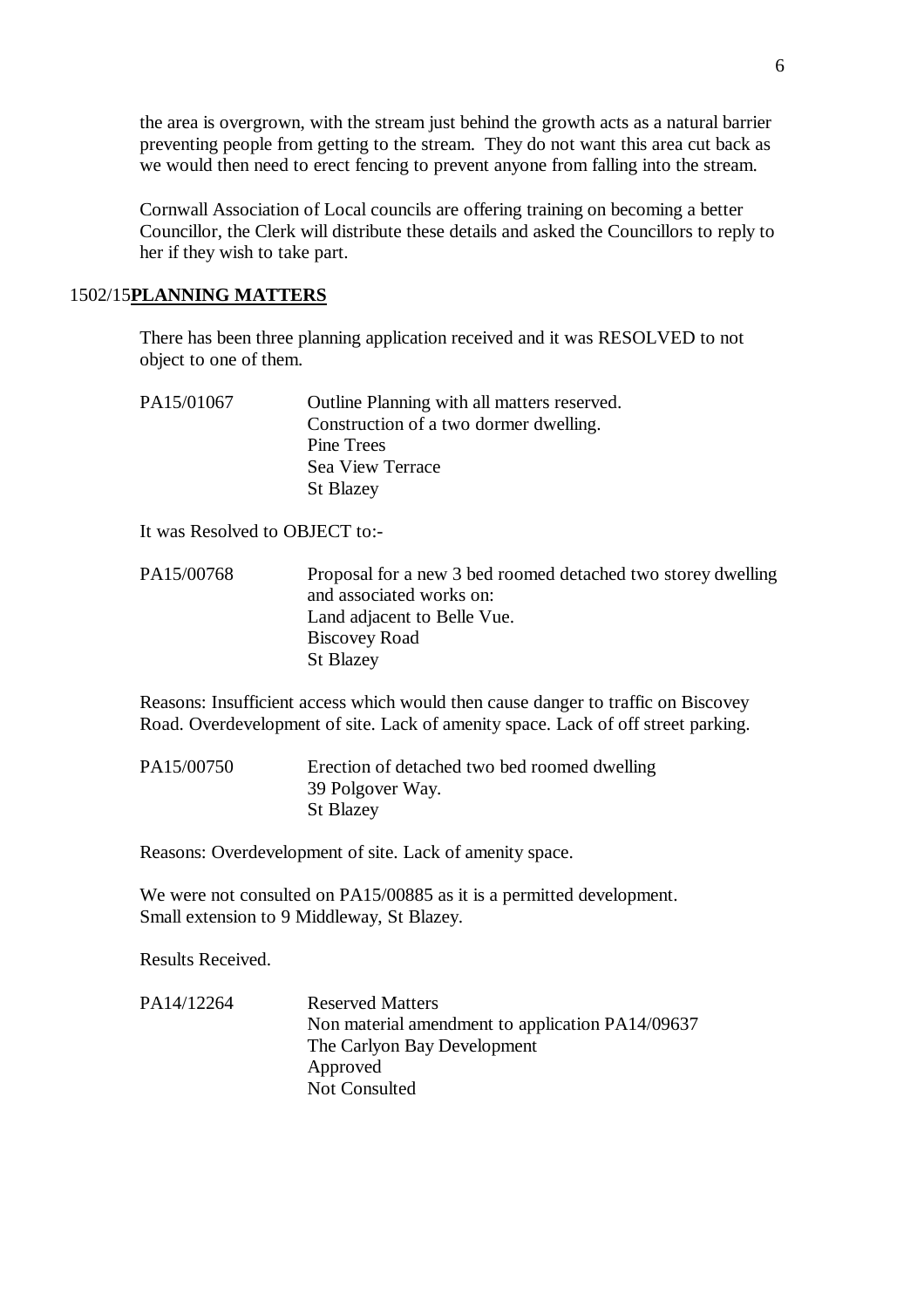the area is overgrown, with the stream just behind the growth acts as a natural barrier preventing people from getting to the stream. They do not want this area cut back as we would then need to erect fencing to prevent anyone from falling into the stream.

Cornwall Association of Local councils are offering training on becoming a better Councillor, the Clerk will distribute these details and asked the Councillors to reply to her if they wish to take part.

1502/15**PLANNING MATTERS**

There has been three planning application received and it was RESOLVED to not object to one of them.

PA15/01067 Outline Planning with all matters reserved.
Construction of a two dormer dwelling.
Pine Trees
Sea View Terrace
St Blazey

It was Resolved to OBJECT to:-

PA15/00768 Proposal for a new 3 bed roomed detached two storey dwelling and associated works on:
Land adjacent to Belle Vue.
Biscovey Road
St Blazey

Reasons: Insufficient access which would then cause danger to traffic on Biscovey Road. Overdevelopment of site. Lack of amenity space. Lack of off street parking.

PA15/00750 Erection of detached two bed roomed dwelling
39 Polgover Way.
St Blazey

Reasons: Overdevelopment of site. Lack of amenity space.

We were not consulted on PA15/00885 as it is a permitted development.
Small extension to 9 Middleway, St Blazey.

Results Received.

PA14/12264 Reserved Matters
Non material amendment to application PA14/09637
The Carlyon Bay Development
Approved
Not Consulted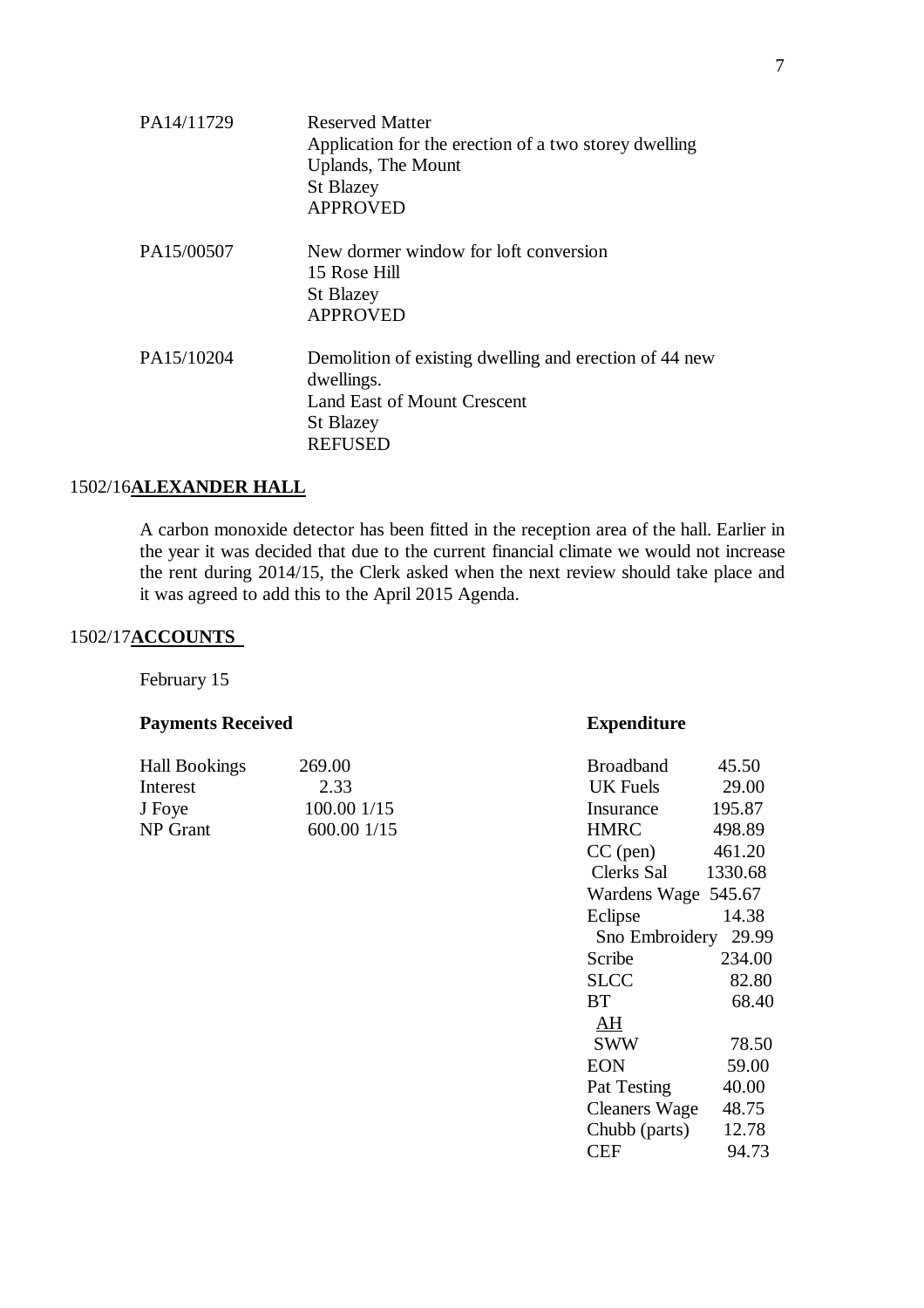| | |
|---|---|
| PA14/11729 | Reserved Matter<br>Application for the erection of a two storey dwelling<br>Uplands, The Mount<br>St Blazey<br>APPROVED |
| PA15/00507 | New dormer window for loft conversion<br>15 Rose Hill<br>St Blazey<br>APPROVED |
| PA15/10204 | Demolition of existing dwelling and erection of 44 new dwellings.<br>Land East of Mount Crescent<br>St Blazey<br>REFUSED |

1502/16 **ALEXANDER HALL**

A carbon monoxide detector has been fitted in the reception area of the hall. Earlier in the year it was decided that due to the current financial climate we would not increase the rent during 2014/15, the Clerk asked when the next review should take place and it was agreed to add this to the April 2015 Agenda.

1502/17 **ACCOUNTS**

February 15

**Payments Received**

| | |
|---|---|
| Hall Bookings | 269.00 |
| Interest | 2.33 |
| J Foye | 100.00 1/15 |
| NP Grant | 600.00 1/15 |

**Expenditure**

| | |
|---|---|
| Broadband | 45.50 |
| UK Fuels | 29.00 |
| Insurance | 195.87 |
| HMRC | 498.89 |
| CC (pen) | 461.20 |
| Clerks Sal | 1330.68 |
| Wardens Wage | 545.67 |
| Eclipse | 14.38 |
| Sno Embroidery | 29.99 |
| Scribe | 234.00 |
| SLCC | 82.80 |
| BT | 68.40 |
| AH | |
| SWW | 78.50 |
| EON | 59.00 |
| Pat Testing | 40.00 |
| Cleaners Wage | 48.75 |
| Chubb (parts) | 12.78 |
| CEF | 94.73 |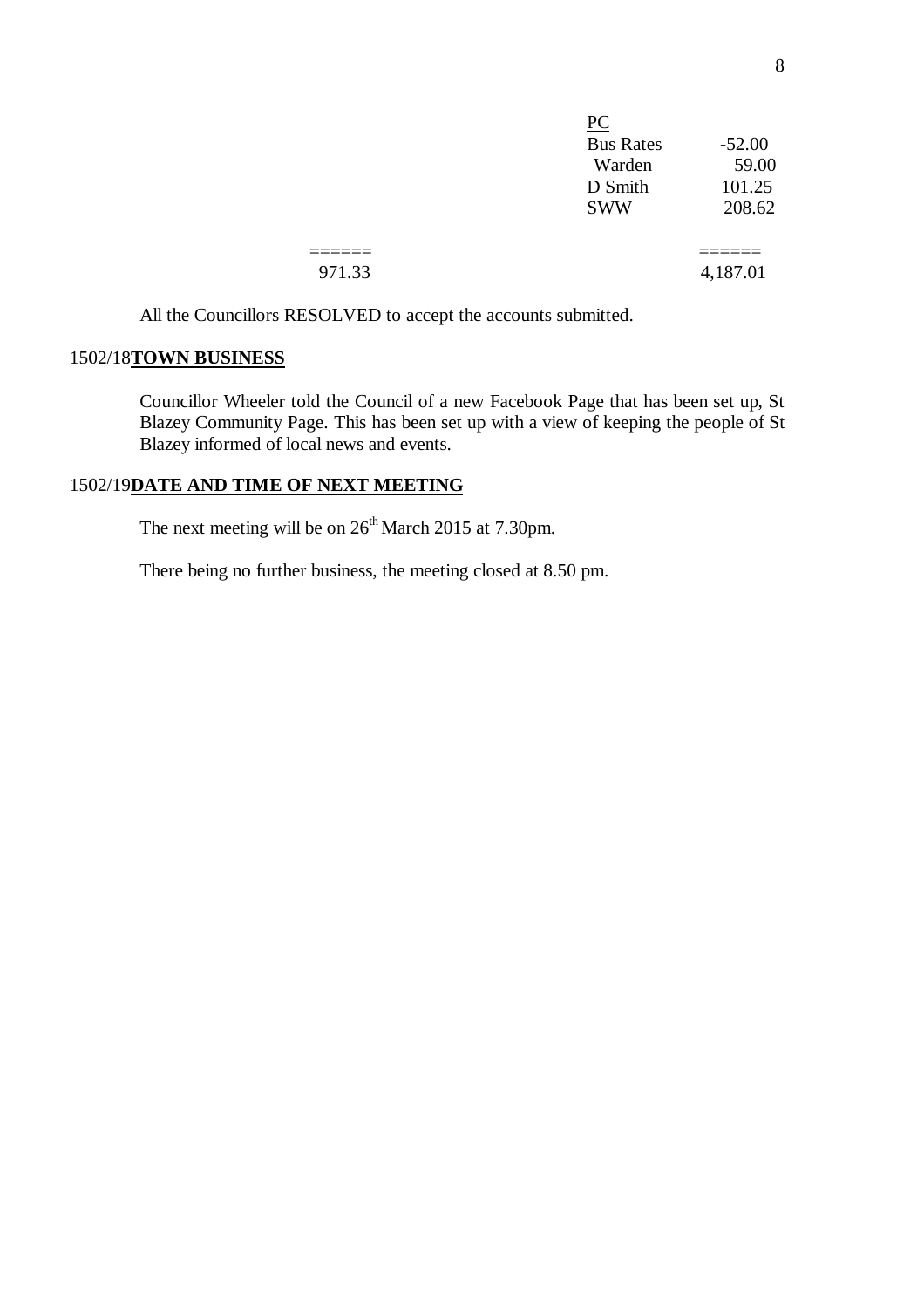| | | |
|---|---|---|
| | PC | |
| | Bus Rates | -52.00 |
| | Warden | 59.00 |
| | D Smith | 101.25 |
| | SWW | 208.62 |
| ====== | | ====== |
| 971.33 | | 4,187.01 |

All the Councillors RESOLVED to accept the accounts submitted.

## 1502/18 TOWN BUSINESS

Councillor Wheeler told the Council of a new Facebook Page that has been set up, St Blazey Community Page. This has been set up with a view of keeping the people of St Blazey informed of local news and events.

## 1502/19 DATE AND TIME OF NEXT MEETING

The next meeting will be on 26th March 2015 at 7.30pm.

There being no further business, the meeting closed at 8.50 pm.